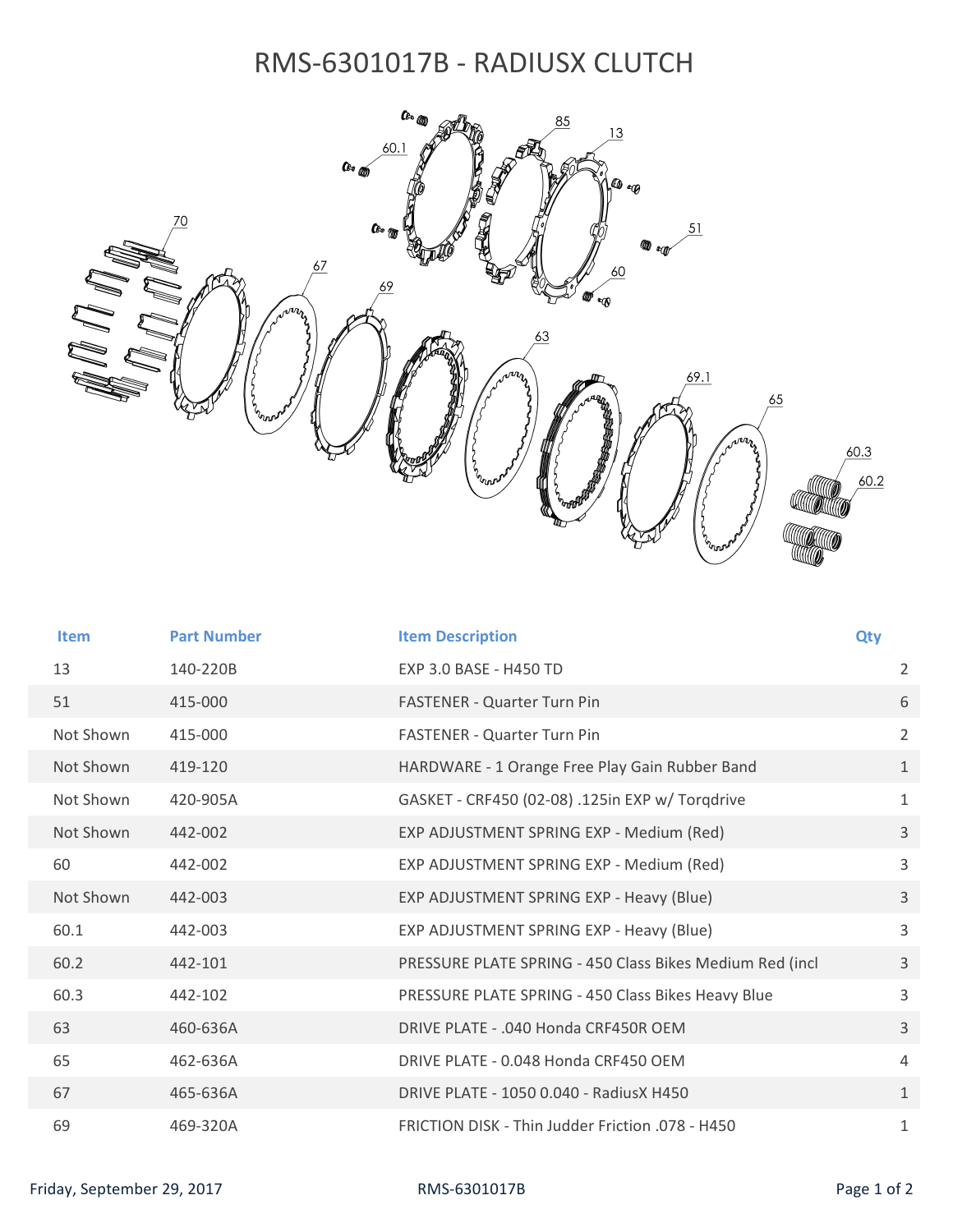# RMS-6301017B - RADIUSX CLUTCH

| Item | Part Number | Item Description | Qty |
|---|---|---|---|
| 13 | 140-220B | EXP 3.0 BASE - H450 TD | 2 |
| 51 | 415-000 | FASTENER - Quarter Turn Pin | 6 |
| Not Shown | 415-000 | FASTENER - Quarter Turn Pin | 2 |
| Not Shown | 419-120 | HARDWARE - 1 Orange Free Play Gain Rubber Band | 1 |
| Not Shown | 420-905A | GASKET - CRF450 (02-08) .125in EXP w/ Torqdrive | 1 |
| Not Shown | 442-002 | EXP ADJUSTMENT SPRING EXP - Medium (Red) | 3 |
| 60 | 442-002 | EXP ADJUSTMENT SPRING EXP - Medium (Red) | 3 |
| Not Shown | 442-003 | EXP ADJUSTMENT SPRING EXP - Heavy (Blue) | 3 |
| 60.1 | 442-003 | EXP ADJUSTMENT SPRING EXP - Heavy (Blue) | 3 |
| 60.2 | 442-101 | PRESSURE PLATE SPRING - 450 Class Bikes Medium Red (incl | 3 |
| 60.3 | 442-102 | PRESSURE PLATE SPRING - 450 Class Bikes Heavy Blue | 3 |
| 63 | 460-636A | DRIVE PLATE - .040 Honda CRF450R OEM | 3 |
| 65 | 462-636A | DRIVE PLATE - 0.048 Honda CRF450 OEM | 4 |
| 67 | 465-636A | DRIVE PLATE - 1050 0.040 - RadiusX H450 | 1 |
| 69 | 469-320A | FRICTION DISK - Thin Judder Friction .078 - H450 | 1 |

Friday, September 29, 2017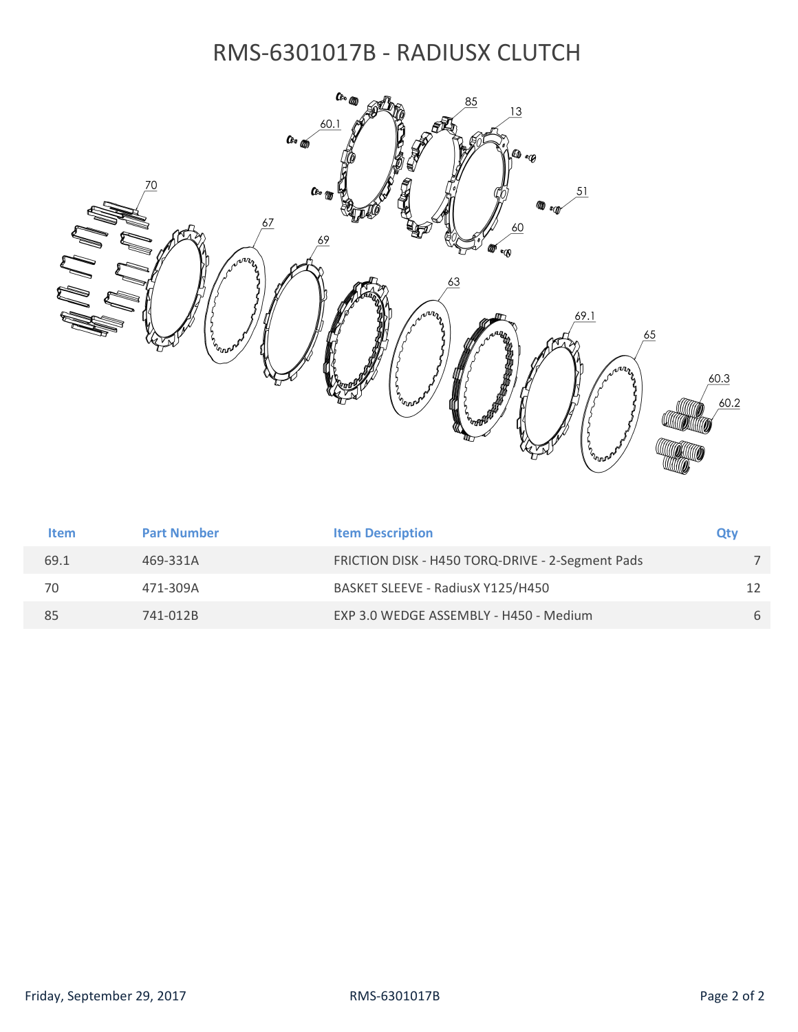# RMS-6301017B - RADIUSX CLUTCH

85
13
60.1
70
51
67
60
69
63
69.1
65
60.3
60.2

| Item | Part Number | Item Description | Qty |
|---|---|---|---|
| 69.1 | 469-331A | FRICTION DISK - H450 TORQ-DRIVE - 2-Segment Pads | 7 |
| 70 | 471-309A | BASKET SLEEVE - RadiusX Y125/H450 | 12 |
| 85 | 741-012B | EXP 3.0 WEDGE ASSEMBLY - H450 - Medium | 6 |

Friday, September 29, 2017